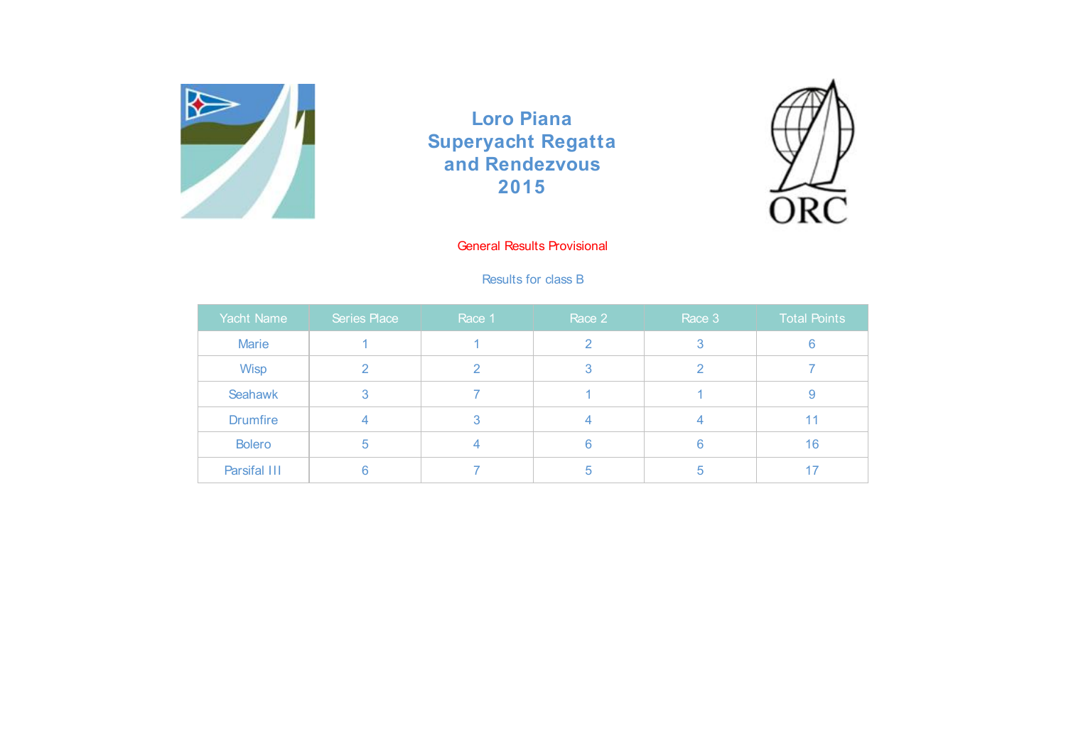# Loro Piana Superyacht Regatta and Rendezvous 2015

General Results Provisional

Results for class B

| Yacht Name | Series Place | Race 1 | Race 2 | Race 3 | Total Points |
|---|---|---|---|---|---|
| Marie | 1 | 1 | 2 | 3 | 6 |
| Wisp | 2 | 2 | 3 | 2 | 7 |
| Seahawk | 3 | 7 | 1 | 1 | 9 |
| Drumfire | 4 | 3 | 4 | 4 | 11 |
| Bolero | 5 | 4 | 6 | 6 | 16 |
| Parsifal III | 6 | 7 | 5 | 5 | 17 |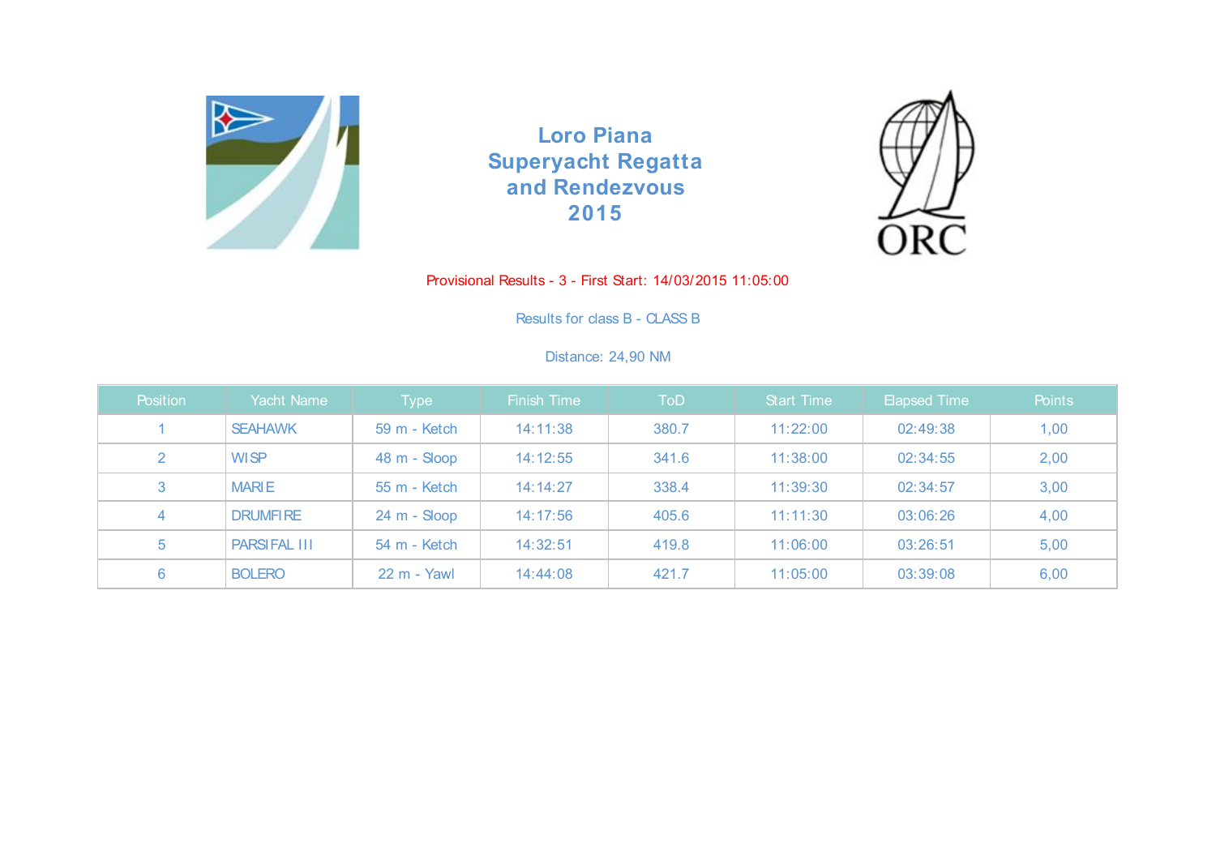# Loro Piana Superyacht Regatta and Rendezvous 2015

Provisional Results - 3 - First Start: 14/03/2015 11:05:00

Results for class B - CLASS B

Distance: 24,90 NM

| Position | Yacht Name | Type | Finish Time | ToD | Start Time | Elapsed Time | Points |
|---|---|---|---|---|---|---|---|
| 1 | SEAHAWK | 59 m - Ketch | 14:11:38 | 380.7 | 11:22:00 | 02:49:38 | 1,00 |
| 2 | WISP | 48 m - Sloop | 14:12:55 | 341.6 | 11:38:00 | 02:34:55 | 2,00 |
| 3 | MARIE | 55 m - Ketch | 14:14:27 | 338.4 | 11:39:30 | 02:34:57 | 3,00 |
| 4 | DRUMFIRE | 24 m - Sloop | 14:17:56 | 405.6 | 11:11:30 | 03:06:26 | 4,00 |
| 5 | PARSIFAL III | 54 m - Ketch | 14:32:51 | 419.8 | 11:06:00 | 03:26:51 | 5,00 |
| 6 | BOLERO | 22 m - Yawl | 14:44:08 | 421.7 | 11:05:00 | 03:39:08 | 6,00 |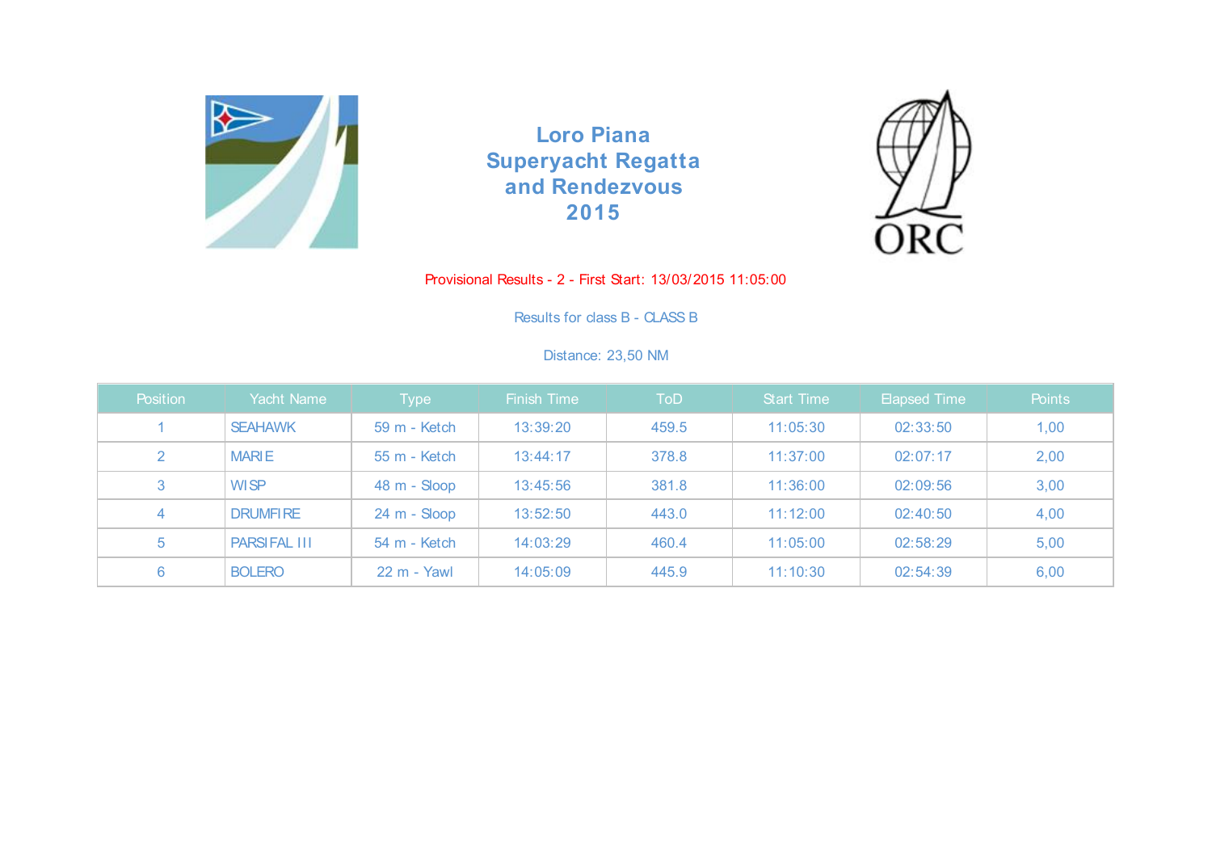# Loro Piana Superyacht Regatta and Rendezvous 2015

Provisional Results - 2 - First Start: 13/03/2015 11:05:00

Results for class B - CLASS B

Distance: 23,50 NM

| Position | Yacht Name | Type | Finish Time | ToD | Start Time | Elapsed Time | Points |
|---|---|---|---|---|---|---|---|
| 1 | SEAHAWK | 59 m - Ketch | 13:39:20 | 459.5 | 11:05:30 | 02:33:50 | 1,00 |
| 2 | MARIE | 55 m - Ketch | 13:44:17 | 378.8 | 11:37:00 | 02:07:17 | 2,00 |
| 3 | WISP | 48 m - Sloop | 13:45:56 | 381.8 | 11:36:00 | 02:09:56 | 3,00 |
| 4 | DRUMFIRE | 24 m - Sloop | 13:52:50 | 443.0 | 11:12:00 | 02:40:50 | 4,00 |
| 5 | PARSIFAL III | 54 m - Ketch | 14:03:29 | 460.4 | 11:05:00 | 02:58:29 | 5,00 |
| 6 | BOLERO | 22 m - Yawl | 14:05:09 | 445.9 | 11:10:30 | 02:54:39 | 6,00 |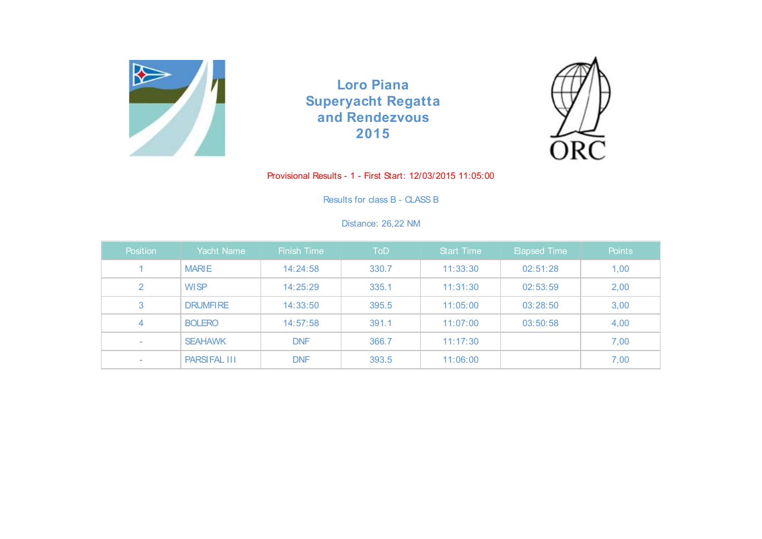# Loro Piana Superyacht Regatta and Rendezvous 2015

ORC

Provisional Results - 1 - First Start: 12/03/2015 11:05:00

Results for class B - CLASS B

Distance: 26,22 NM

| Position | Yacht Name | Finish Time | ToD | Start Time | Elapsed Time | Points |
|---|---|---|---|---|---|---|
| 1 | MARIE | 14:24:58 | 330.7 | 11:33:30 | 02:51:28 | 1,00 |
| 2 | WISP | 14:25:29 | 335.1 | 11:31:30 | 02:53:59 | 2,00 |
| 3 | DRUMFIRE | 14:33:50 | 395.5 | 11:05:00 | 03:28:50 | 3,00 |
| 4 | BOLERO | 14:57:58 | 391.1 | 11:07:00 | 03:50:58 | 4,00 |
| - | SEAHAWK | DNF | 366.7 | 11:17:30 | | 7,00 |
| - | PARSIFAL III | DNF | 393.5 | 11:06:00 | | 7,00 |